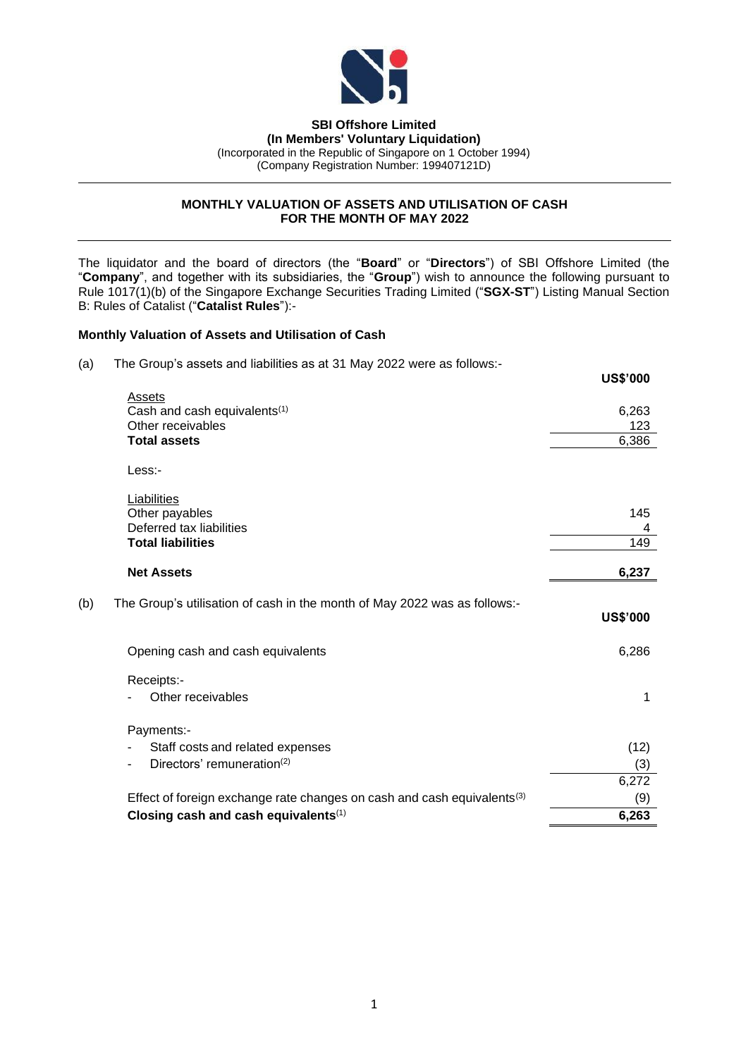**SBI Offshore Limited**
**(In Members' Voluntary Liquidation)**
(Incorporated in the Republic of Singapore on 1 October 1994)
(Company Registration Number: 199407121D)

---

## MONTHLY VALUATION OF ASSETS AND UTILISATION OF CASH FOR THE MONTH OF MAY 2022

---

The liquidator and the board of directors (the "**Board**" or "**Directors**") of SBI Offshore Limited (the "**Company**", and together with its subsidiaries, the "**Group**") wish to announce the following pursuant to Rule 1017(1)(b) of the Singapore Exchange Securities Trading Limited ("**SGX-ST**") Listing Manual Section B: Rules of Catalist ("**Catalist Rules**"):-

### Monthly Valuation of Assets and Utilisation of Cash

(a) The Group's assets and liabilities as at 31 May 2022 were as follows:-

| | **US$'000** |
|---|---|
| Assets | |
| Cash and cash equivalents[1] | 6,263 |
| Other receivables | 123 |
| **Total assets** | 6,386 |
| Less:- | |
| Liabilities | |
| Other payables | 145 |
| Deferred tax liabilities | 4 |
| **Total liabilities** | 149 |
| **Net Assets** | **6,237** |

(b) The Group's utilisation of cash in the month of May 2022 was as follows:-

| | **US$'000** |
|---|---|
| Opening cash and cash equivalents | 6,286 |
| Receipts:- | |
| - Other receivables | 1 |
| Payments:- | |
| - Staff costs and related expenses | (12) |
| - Directors' remuneration[2] | (3) |
| | 6,272 |
| Effect of foreign exchange rate changes on cash and cash equivalents[3] | (9) |
| **Closing cash and cash equivalents**[1] | **6,263** |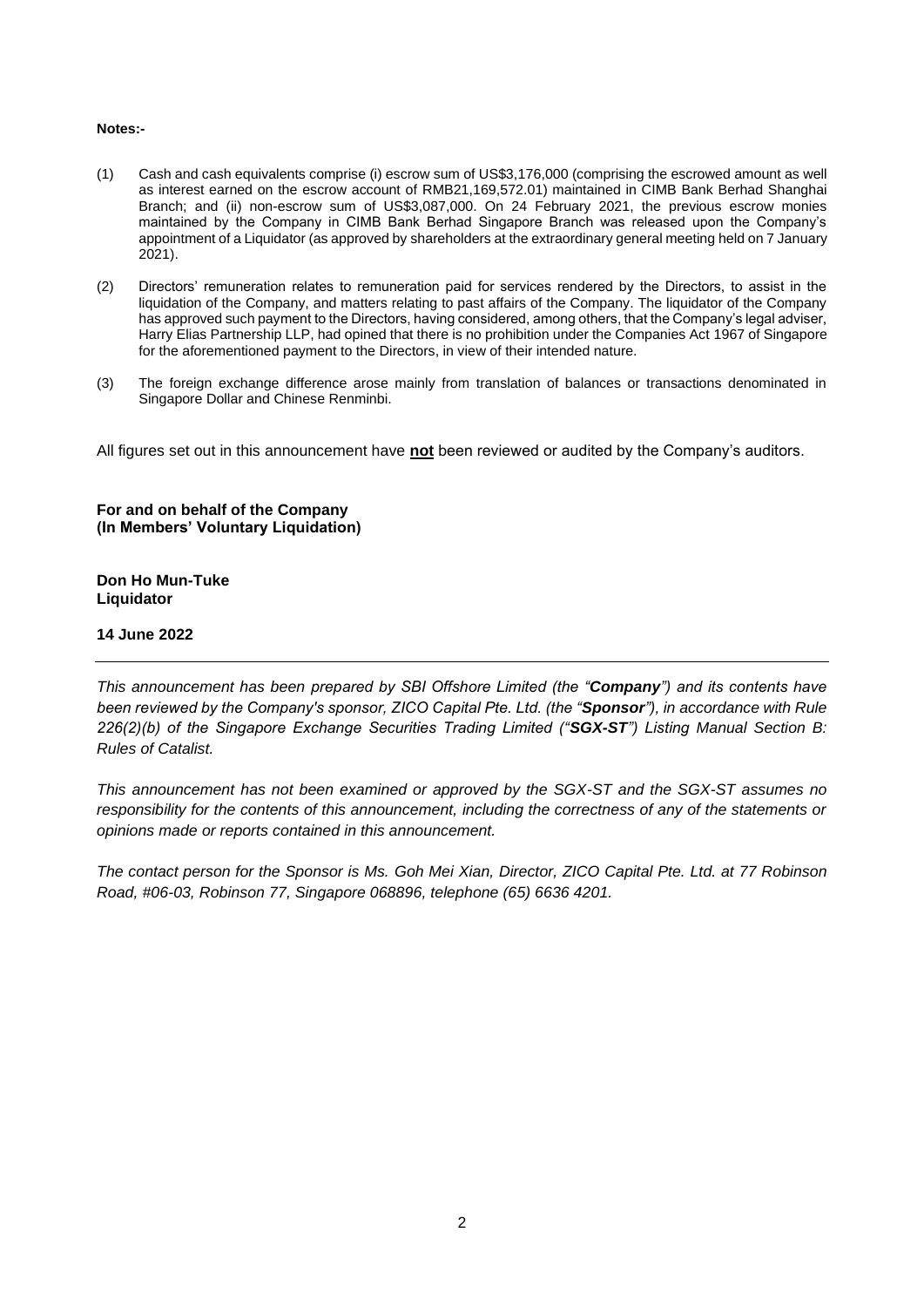**Notes:-**

(1) Cash and cash equivalents comprise (i) escrow sum of US$3,176,000 (comprising the escrowed amount as well as interest earned on the escrow account of RMB21,169,572.01) maintained in CIMB Bank Berhad Shanghai Branch; and (ii) non-escrow sum of US$3,087,000. On 24 February 2021, the previous escrow monies maintained by the Company in CIMB Bank Berhad Singapore Branch was released upon the Company's appointment of a Liquidator (as approved by shareholders at the extraordinary general meeting held on 7 January 2021).

(2) Directors' remuneration relates to remuneration paid for services rendered by the Directors, to assist in the liquidation of the Company, and matters relating to past affairs of the Company. The liquidator of the Company has approved such payment to the Directors, having considered, among others, that the Company's legal adviser, Harry Elias Partnership LLP, had opined that there is no prohibition under the Companies Act 1967 of Singapore for the aforementioned payment to the Directors, in view of their intended nature.

(3) The foreign exchange difference arose mainly from translation of balances or transactions denominated in Singapore Dollar and Chinese Renminbi.

All figures set out in this announcement have **<u>not</u>** been reviewed or audited by the Company's auditors.

**For and on behalf of the Company**
**(In Members' Voluntary Liquidation)**

**Don Ho Mun-Tuke**
**Liquidator**

**14 June 2022**

---

*This announcement has been prepared by SBI Offshore Limited (the "**Company**") and its contents have been reviewed by the Company's sponsor, ZICO Capital Pte. Ltd. (the "**Sponsor**"), in accordance with Rule 226(2)(b) of the Singapore Exchange Securities Trading Limited ("**SGX-ST**") Listing Manual Section B: Rules of Catalist.*

*This announcement has not been examined or approved by the SGX-ST and the SGX-ST assumes no responsibility for the contents of this announcement, including the correctness of any of the statements or opinions made or reports contained in this announcement.*

*The contact person for the Sponsor is Ms. Goh Mei Xian, Director, ZICO Capital Pte. Ltd. at 77 Robinson Road, #06-03, Robinson 77, Singapore 068896, telephone (65) 6636 4201.*